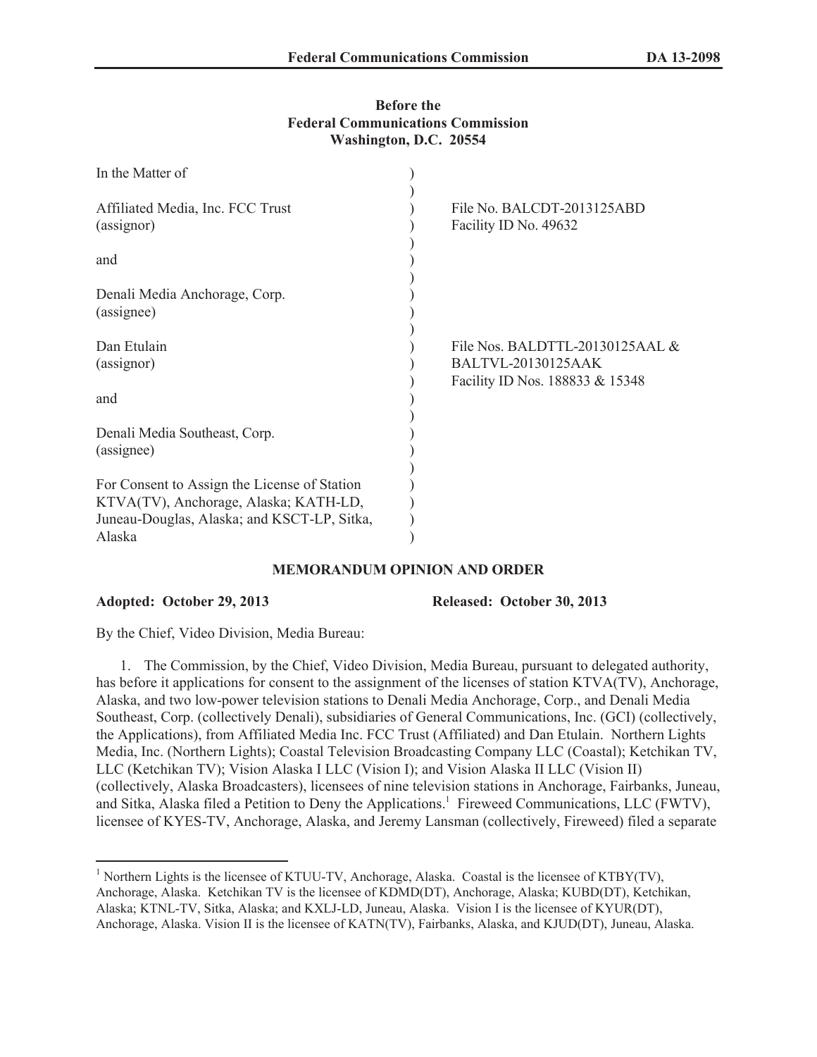**Before the**
**Federal Communications Commission**
**Washington, D.C. 20554**

| | |
|---|---|
| In the Matter of | |
| Affiliated Media, Inc. FCC Trust (assignor) | File No. BALCDT-2013125ABD Facility ID No. 49632 |
| and | |
| Denali Media Anchorage, Corp. (assignee) | |
| Dan Etulain (assignor) | File Nos. BALDTTL-20130125AAL & BALTVL-20130125AAK Facility ID Nos. 188833 & 15348 |
| and | |
| Denali Media Southeast, Corp. (assignee) | |
| For Consent to Assign the License of Station KTVA(TV), Anchorage, Alaska; KATH-LD, Juneau-Douglas, Alaska; and KSCT-LP, Sitka, Alaska | |

## MEMORANDUM OPINION AND ORDER

**Adopted: October 29, 2013** **Released: October 30, 2013**

By the Chief, Video Division, Media Bureau:

1. The Commission, by the Chief, Video Division, Media Bureau, pursuant to delegated authority, has before it applications for consent to the assignment of the licenses of station KTVA(TV), Anchorage, Alaska, and two low-power television stations to Denali Media Anchorage, Corp., and Denali Media Southeast, Corp. (collectively Denali), subsidiaries of General Communications, Inc. (GCI) (collectively, the Applications), from Affiliated Media Inc. FCC Trust (Affiliated) and Dan Etulain. Northern Lights Media, Inc. (Northern Lights); Coastal Television Broadcasting Company LLC (Coastal); Ketchikan TV, LLC (Ketchikan TV); Vision Alaska I LLC (Vision I); and Vision Alaska II LLC (Vision II) (collectively, Alaska Broadcasters), licensees of nine television stations in Anchorage, Fairbanks, Juneau, and Sitka, Alaska filed a Petition to Deny the Applications.[1] Fireweed Communications, LLC (FWTV), licensee of KYES-TV, Anchorage, Alaska, and Jeremy Lansman (collectively, Fireweed) filed a separate

[1] Northern Lights is the licensee of KTUU-TV, Anchorage, Alaska. Coastal is the licensee of KTBY(TV), Anchorage, Alaska. Ketchikan TV is the licensee of KDMD(DT), Anchorage, Alaska; KUBD(DT), Ketchikan, Alaska; KTNL-TV, Sitka, Alaska; and KXLJ-LD, Juneau, Alaska. Vision I is the licensee of KYUR(DT), Anchorage, Alaska. Vision II is the licensee of KATN(TV), Fairbanks, Alaska, and KJUD(DT), Juneau, Alaska.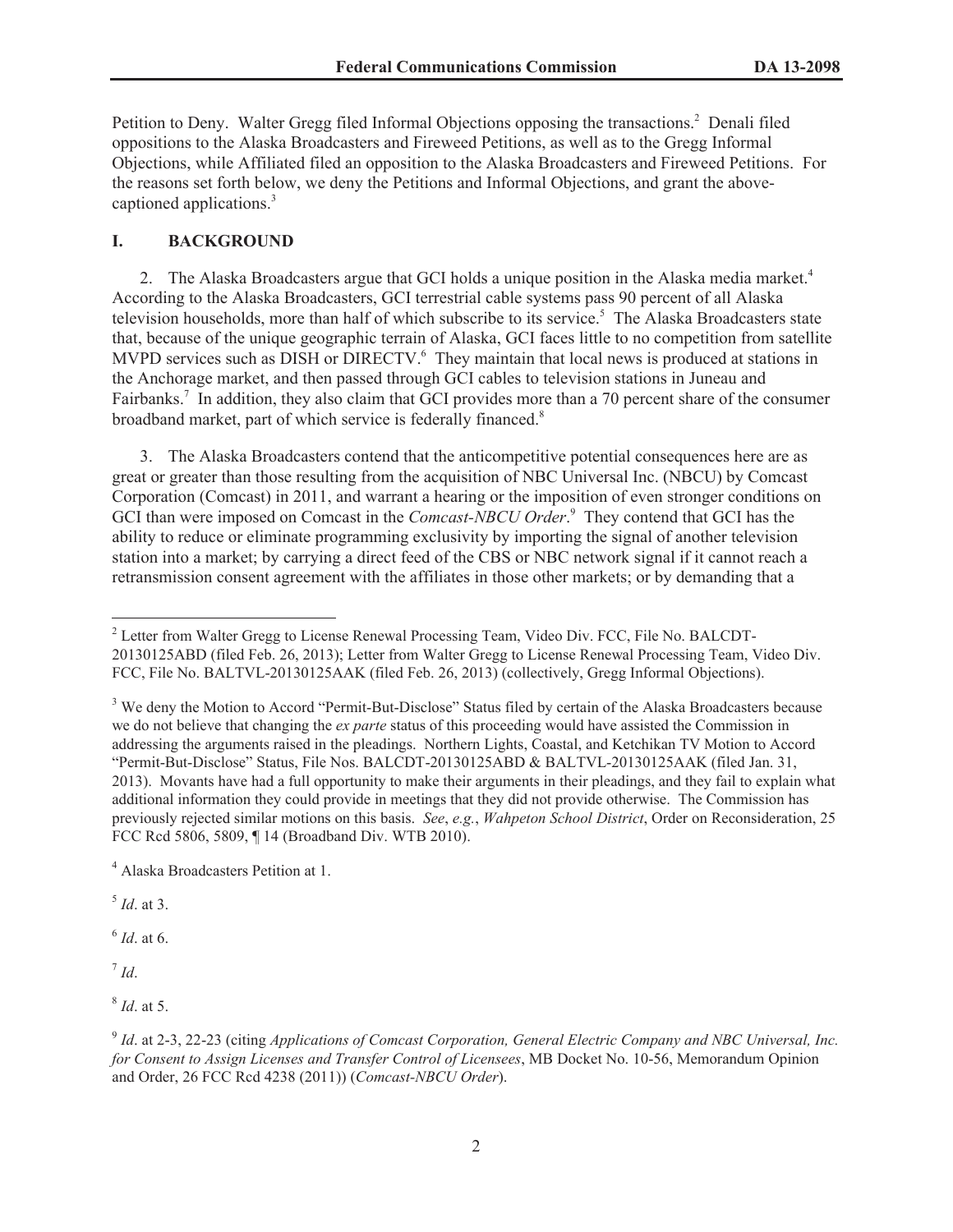Petition to Deny. Walter Gregg filed Informal Objections opposing the transactions.[2] Denali filed oppositions to the Alaska Broadcasters and Fireweed Petitions, as well as to the Gregg Informal Objections, while Affiliated filed an opposition to the Alaska Broadcasters and Fireweed Petitions. For the reasons set forth below, we deny the Petitions and Informal Objections, and grant the above-captioned applications.[3]

## I. BACKGROUND

2. The Alaska Broadcasters argue that GCI holds a unique position in the Alaska media market.[4] According to the Alaska Broadcasters, GCI terrestrial cable systems pass 90 percent of all Alaska television households, more than half of which subscribe to its service.[5] The Alaska Broadcasters state that, because of the unique geographic terrain of Alaska, GCI faces little to no competition from satellite MVPD services such as DISH or DIRECTV.[6] They maintain that local news is produced at stations in the Anchorage market, and then passed through GCI cables to television stations in Juneau and Fairbanks.[7] In addition, they also claim that GCI provides more than a 70 percent share of the consumer broadband market, part of which service is federally financed.[8]

3. The Alaska Broadcasters contend that the anticompetitive potential consequences here are as great or greater than those resulting from the acquisition of NBC Universal Inc. (NBCU) by Comcast Corporation (Comcast) in 2011, and warrant a hearing or the imposition of even stronger conditions on GCI than were imposed on Comcast in the *Comcast-NBCU Order*.[9] They contend that GCI has the ability to reduce or eliminate programming exclusivity by importing the signal of another television station into a market; by carrying a direct feed of the CBS or NBC network signal if it cannot reach a retransmission consent agreement with the affiliates in those other markets; or by demanding that a

---

[2] Letter from Walter Gregg to License Renewal Processing Team, Video Div. FCC, File No. BALCDT-20130125ABD (filed Feb. 26, 2013); Letter from Walter Gregg to License Renewal Processing Team, Video Div. FCC, File No. BALTVL-20130125AAK (filed Feb. 26, 2013) (collectively, Gregg Informal Objections).

[3] We deny the Motion to Accord "Permit-But-Disclose" Status filed by certain of the Alaska Broadcasters because we do not believe that changing the *ex parte* status of this proceeding would have assisted the Commission in addressing the arguments raised in the pleadings. Northern Lights, Coastal, and Ketchikan TV Motion to Accord "Permit-But-Disclose" Status, File Nos. BALCDT-20130125ABD & BALTVL-20130125AAK (filed Jan. 31, 2013). Movants have had a full opportunity to make their arguments in their pleadings, and they fail to explain what additional information they could provide in meetings that they did not provide otherwise. The Commission has previously rejected similar motions on this basis. *See*, *e.g.*, *Wahpeton School District*, Order on Reconsideration, 25 FCC Rcd 5806, 5809, ¶ 14 (Broadband Div. WTB 2010).

[4] Alaska Broadcasters Petition at 1.

[5] *Id*. at 3.

[6] *Id*. at 6.

[7] *Id*.

[8] *Id*. at 5.

[9] *Id*. at 2-3, 22-23 (citing *Applications of Comcast Corporation, General Electric Company and NBC Universal, Inc. for Consent to Assign Licenses and Transfer Control of Licensees*, MB Docket No. 10-56, Memorandum Opinion and Order, 26 FCC Rcd 4238 (2011)) (*Comcast-NBCU Order*).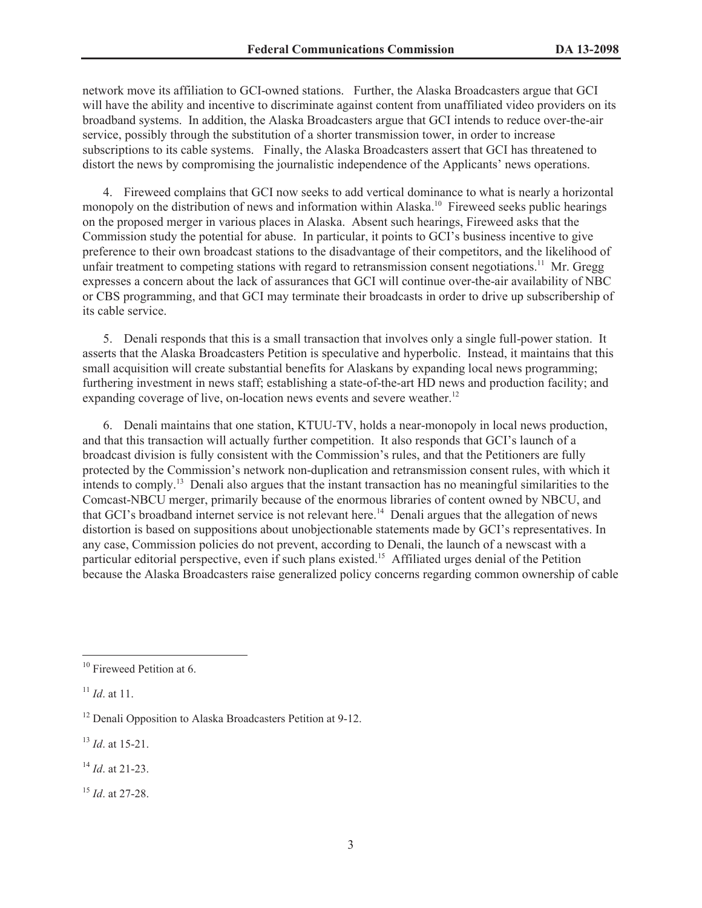network move its affiliation to GCI-owned stations. Further, the Alaska Broadcasters argue that GCI will have the ability and incentive to discriminate against content from unaffiliated video providers on its broadband systems. In addition, the Alaska Broadcasters argue that GCI intends to reduce over-the-air service, possibly through the substitution of a shorter transmission tower, in order to increase subscriptions to its cable systems. Finally, the Alaska Broadcasters assert that GCI has threatened to distort the news by compromising the journalistic independence of the Applicants' news operations.

4. Fireweed complains that GCI now seeks to add vertical dominance to what is nearly a horizontal monopoly on the distribution of news and information within Alaska.[10] Fireweed seeks public hearings on the proposed merger in various places in Alaska. Absent such hearings, Fireweed asks that the Commission study the potential for abuse. In particular, it points to GCI's business incentive to give preference to their own broadcast stations to the disadvantage of their competitors, and the likelihood of unfair treatment to competing stations with regard to retransmission consent negotiations.[11] Mr. Gregg expresses a concern about the lack of assurances that GCI will continue over-the-air availability of NBC or CBS programming, and that GCI may terminate their broadcasts in order to drive up subscribership of its cable service.

5. Denali responds that this is a small transaction that involves only a single full-power station. It asserts that the Alaska Broadcasters Petition is speculative and hyperbolic. Instead, it maintains that this small acquisition will create substantial benefits for Alaskans by expanding local news programming; furthering investment in news staff; establishing a state-of-the-art HD news and production facility; and expanding coverage of live, on-location news events and severe weather.[12]

6. Denali maintains that one station, KTUU-TV, holds a near-monopoly in local news production, and that this transaction will actually further competition. It also responds that GCI's launch of a broadcast division is fully consistent with the Commission's rules, and that the Petitioners are fully protected by the Commission's network non-duplication and retransmission consent rules, with which it intends to comply.[13] Denali also argues that the instant transaction has no meaningful similarities to the Comcast-NBCU merger, primarily because of the enormous libraries of content owned by NBCU, and that GCI's broadband internet service is not relevant here.[14] Denali argues that the allegation of news distortion is based on suppositions about unobjectionable statements made by GCI's representatives. In any case, Commission policies do not prevent, according to Denali, the launch of a newscast with a particular editorial perspective, even if such plans existed.[15] Affiliated urges denial of the Petition because the Alaska Broadcasters raise generalized policy concerns regarding common ownership of cable

---

[10] Fireweed Petition at 6.

[11] *Id*. at 11.

[12] Denali Opposition to Alaska Broadcasters Petition at 9-12.

[13] *Id*. at 15-21.

[14] *Id*. at 21-23.

[15] *Id*. at 27-28.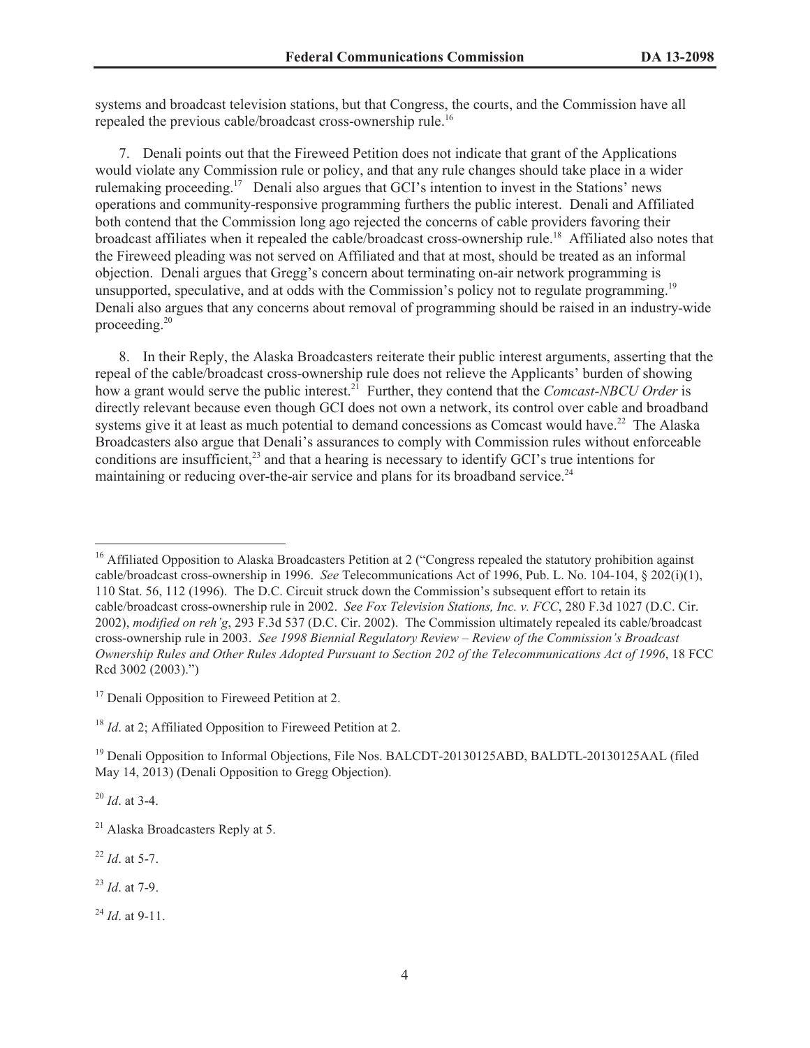systems and broadcast television stations, but that Congress, the courts, and the Commission have all repealed the previous cable/broadcast cross-ownership rule.[16]

7. Denali points out that the Fireweed Petition does not indicate that grant of the Applications would violate any Commission rule or policy, and that any rule changes should take place in a wider rulemaking proceeding.[17] Denali also argues that GCI's intention to invest in the Stations' news operations and community-responsive programming furthers the public interest. Denali and Affiliated both contend that the Commission long ago rejected the concerns of cable providers favoring their broadcast affiliates when it repealed the cable/broadcast cross-ownership rule.[18] Affiliated also notes that the Fireweed pleading was not served on Affiliated and that at most, should be treated as an informal objection. Denali argues that Gregg's concern about terminating on-air network programming is unsupported, speculative, and at odds with the Commission's policy not to regulate programming.[19] Denali also argues that any concerns about removal of programming should be raised in an industry-wide proceeding.[20]

8. In their Reply, the Alaska Broadcasters reiterate their public interest arguments, asserting that the repeal of the cable/broadcast cross-ownership rule does not relieve the Applicants' burden of showing how a grant would serve the public interest.[21] Further, they contend that the *Comcast-NBCU Order* is directly relevant because even though GCI does not own a network, its control over cable and broadband systems give it at least as much potential to demand concessions as Comcast would have.[22] The Alaska Broadcasters also argue that Denali's assurances to comply with Commission rules without enforceable conditions are insufficient,[23] and that a hearing is necessary to identify GCI's true intentions for maintaining or reducing over-the-air service and plans for its broadband service.[24]

---

[16] Affiliated Opposition to Alaska Broadcasters Petition at 2 ("Congress repealed the statutory prohibition against cable/broadcast cross-ownership in 1996. *See* Telecommunications Act of 1996, Pub. L. No. 104-104, § 202(i)(1), 110 Stat. 56, 112 (1996). The D.C. Circuit struck down the Commission's subsequent effort to retain its cable/broadcast cross-ownership rule in 2002. *See Fox Television Stations, Inc. v. FCC*, 280 F.3d 1027 (D.C. Cir. 2002), *modified on reh'g*, 293 F.3d 537 (D.C. Cir. 2002). The Commission ultimately repealed its cable/broadcast cross-ownership rule in 2003. *See 1998 Biennial Regulatory Review – Review of the Commission's Broadcast Ownership Rules and Other Rules Adopted Pursuant to Section 202 of the Telecommunications Act of 1996*, 18 FCC Rcd 3002 (2003).")

[17] Denali Opposition to Fireweed Petition at 2.

[18] *Id*. at 2; Affiliated Opposition to Fireweed Petition at 2.

[19] Denali Opposition to Informal Objections, File Nos. BALCDT-20130125ABD, BALDTL-20130125AAL (filed May 14, 2013) (Denali Opposition to Gregg Objection).

[20] *Id*. at 3-4.

[21] Alaska Broadcasters Reply at 5.

[22] *Id*. at 5-7.

[23] *Id*. at 7-9.

[24] *Id*. at 9-11.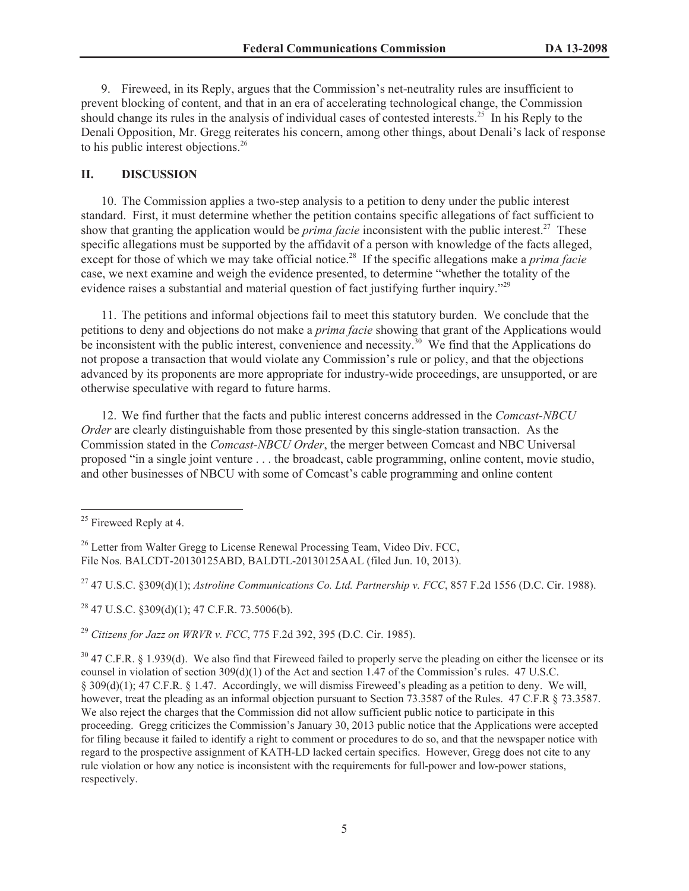9. Fireweed, in its Reply, argues that the Commission's net-neutrality rules are insufficient to prevent blocking of content, and that in an era of accelerating technological change, the Commission should change its rules in the analysis of individual cases of contested interests.[25] In his Reply to the Denali Opposition, Mr. Gregg reiterates his concern, among other things, about Denali's lack of response to his public interest objections.[26]

## II. DISCUSSION

10. The Commission applies a two-step analysis to a petition to deny under the public interest standard. First, it must determine whether the petition contains specific allegations of fact sufficient to show that granting the application would be *prima facie* inconsistent with the public interest.[27] These specific allegations must be supported by the affidavit of a person with knowledge of the facts alleged, except for those of which we may take official notice.[28] If the specific allegations make a *prima facie* case, we next examine and weigh the evidence presented, to determine "whether the totality of the evidence raises a substantial and material question of fact justifying further inquiry."[29]

11. The petitions and informal objections fail to meet this statutory burden. We conclude that the petitions to deny and objections do not make a *prima facie* showing that grant of the Applications would be inconsistent with the public interest, convenience and necessity.[30] We find that the Applications do not propose a transaction that would violate any Commission's rule or policy, and that the objections advanced by its proponents are more appropriate for industry-wide proceedings, are unsupported, or are otherwise speculative with regard to future harms.

12. We find further that the facts and public interest concerns addressed in the *Comcast-NBCU Order* are clearly distinguishable from those presented by this single-station transaction. As the Commission stated in the *Comcast-NBCU Order*, the merger between Comcast and NBC Universal proposed "in a single joint venture . . . the broadcast, cable programming, online content, movie studio, and other businesses of NBCU with some of Comcast's cable programming and online content

---

[25] Fireweed Reply at 4.

[26] Letter from Walter Gregg to License Renewal Processing Team, Video Div. FCC, File Nos. BALCDT-20130125ABD, BALDTL-20130125AAL (filed Jun. 10, 2013).

[27] 47 U.S.C. §309(d)(1); *Astroline Communications Co. Ltd. Partnership v. FCC*, 857 F.2d 1556 (D.C. Cir. 1988).

[28] 47 U.S.C. §309(d)(1); 47 C.F.R. 73.5006(b).

[29] *Citizens for Jazz on WRVR v. FCC*, 775 F.2d 392, 395 (D.C. Cir. 1985).

[30] 47 C.F.R. § 1.939(d). We also find that Fireweed failed to properly serve the pleading on either the licensee or its counsel in violation of section 309(d)(1) of the Act and section 1.47 of the Commission's rules. 47 U.S.C. § 309(d)(1); 47 C.F.R. § 1.47. Accordingly, we will dismiss Fireweed's pleading as a petition to deny. We will, however, treat the pleading as an informal objection pursuant to Section 73.3587 of the Rules. 47 C.F.R § 73.3587. We also reject the charges that the Commission did not allow sufficient public notice to participate in this proceeding. Gregg criticizes the Commission's January 30, 2013 public notice that the Applications were accepted for filing because it failed to identify a right to comment or procedures to do so, and that the newspaper notice with regard to the prospective assignment of KATH-LD lacked certain specifics. However, Gregg does not cite to any rule violation or how any notice is inconsistent with the requirements for full-power and low-power stations, respectively.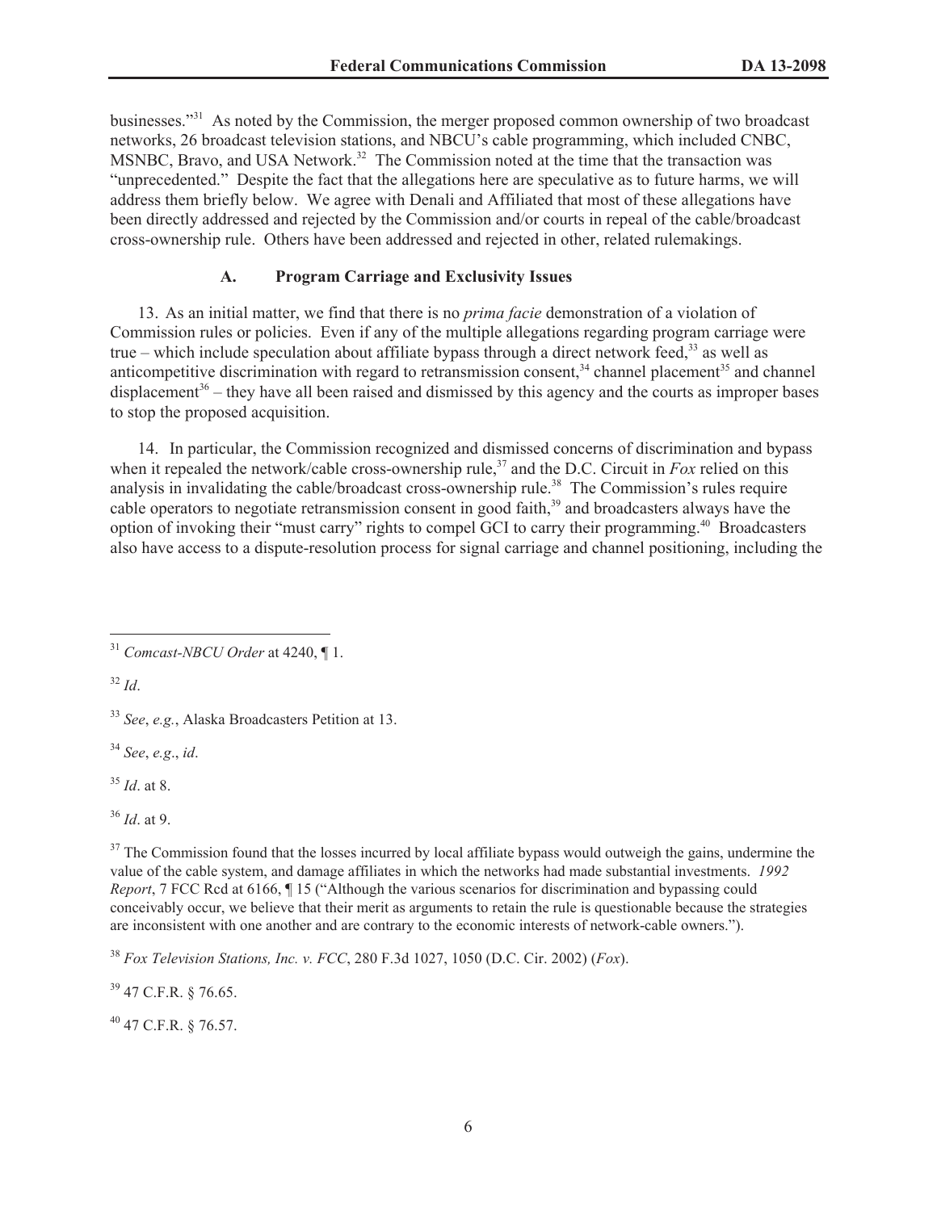businesses."[31] As noted by the Commission, the merger proposed common ownership of two broadcast networks, 26 broadcast television stations, and NBCU's cable programming, which included CNBC, MSNBC, Bravo, and USA Network.[32] The Commission noted at the time that the transaction was "unprecedented." Despite the fact that the allegations here are speculative as to future harms, we will address them briefly below. We agree with Denali and Affiliated that most of these allegations have been directly addressed and rejected by the Commission and/or courts in repeal of the cable/broadcast cross-ownership rule. Others have been addressed and rejected in other, related rulemakings.

### A. Program Carriage and Exclusivity Issues

13. As an initial matter, we find that there is no *prima facie* demonstration of a violation of Commission rules or policies. Even if any of the multiple allegations regarding program carriage were true – which include speculation about affiliate bypass through a direct network feed,[33] as well as anticompetitive discrimination with regard to retransmission consent,[34] channel placement[35] and channel displacement[36] – they have all been raised and dismissed by this agency and the courts as improper bases to stop the proposed acquisition.

14. In particular, the Commission recognized and dismissed concerns of discrimination and bypass when it repealed the network/cable cross-ownership rule,[37] and the D.C. Circuit in *Fox* relied on this analysis in invalidating the cable/broadcast cross-ownership rule.[38] The Commission's rules require cable operators to negotiate retransmission consent in good faith,[39] and broadcasters always have the option of invoking their "must carry" rights to compel GCI to carry their programming.[40] Broadcasters also have access to a dispute-resolution process for signal carriage and channel positioning, including the

---

[31] *Comcast-NBCU Order* at 4240, ¶ 1.

[32] *Id*.

[33] *See*, *e.g.*, Alaska Broadcasters Petition at 13.

[34] *See*, *e.g*., *id*.

[35] *Id*. at 8.

[36] *Id*. at 9.

[37] The Commission found that the losses incurred by local affiliate bypass would outweigh the gains, undermine the value of the cable system, and damage affiliates in which the networks had made substantial investments. *1992 Report*, 7 FCC Rcd at 6166, ¶ 15 ("Although the various scenarios for discrimination and bypassing could conceivably occur, we believe that their merit as arguments to retain the rule is questionable because the strategies are inconsistent with one another and are contrary to the economic interests of network-cable owners.").

[38] *Fox Television Stations, Inc. v. FCC*, 280 F.3d 1027, 1050 (D.C. Cir. 2002) (*Fox*).

[39] 47 C.F.R. § 76.65.

[40] 47 C.F.R. § 76.57.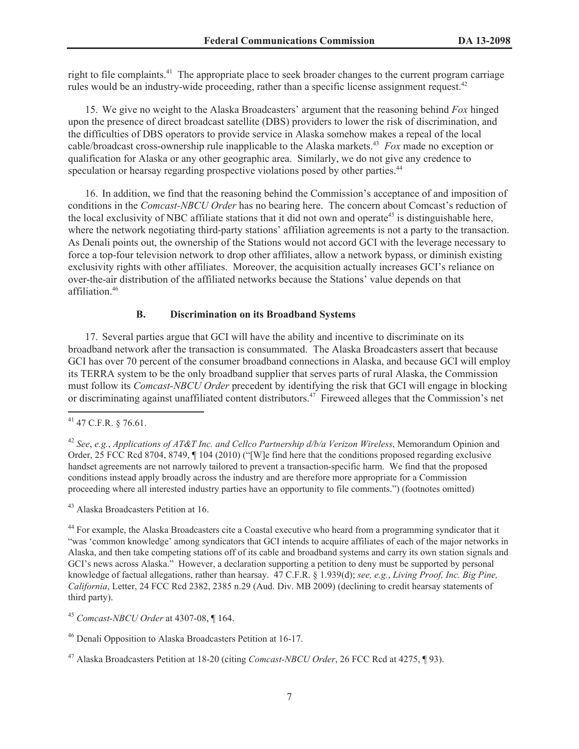right to file complaints.[41] The appropriate place to seek broader changes to the current program carriage rules would be an industry-wide proceeding, rather than a specific license assignment request.[42]

15. We give no weight to the Alaska Broadcasters' argument that the reasoning behind *Fox* hinged upon the presence of direct broadcast satellite (DBS) providers to lower the risk of discrimination, and the difficulties of DBS operators to provide service in Alaska somehow makes a repeal of the local cable/broadcast cross-ownership rule inapplicable to the Alaska markets.[43] *Fox* made no exception or qualification for Alaska or any other geographic area. Similarly, we do not give any credence to speculation or hearsay regarding prospective violations posed by other parties.[44]

16. In addition, we find that the reasoning behind the Commission's acceptance of and imposition of conditions in the *Comcast-NBCU Order* has no bearing here. The concern about Comcast's reduction of the local exclusivity of NBC affiliate stations that it did not own and operate[45] is distinguishable here, where the network negotiating third-party stations' affiliation agreements is not a party to the transaction. As Denali points out, the ownership of the Stations would not accord GCI with the leverage necessary to force a top-four television network to drop other affiliates, allow a network bypass, or diminish existing exclusivity rights with other affiliates. Moreover, the acquisition actually increases GCI's reliance on over-the-air distribution of the affiliated networks because the Stations' value depends on that affiliation.[46]

### B. Discrimination on its Broadband Systems

17. Several parties argue that GCI will have the ability and incentive to discriminate on its broadband network after the transaction is consummated. The Alaska Broadcasters assert that because GCI has over 70 percent of the consumer broadband connections in Alaska, and because GCI will employ its TERRA system to be the only broadband supplier that serves parts of rural Alaska, the Commission must follow its *Comcast-NBCU Order* precedent by identifying the risk that GCI will engage in blocking or discriminating against unaffiliated content distributors.[47] Fireweed alleges that the Commission's net

---

[41] 47 C.F.R. § 76.61.

[42] *See*, *e.g.*, *Applications of AT&T Inc. and Cellco Partnership d/b/a Verizon Wireless*, Memorandum Opinion and Order, 25 FCC Rcd 8704, 8749, ¶ 104 (2010) ("[W]e find here that the conditions proposed regarding exclusive handset agreements are not narrowly tailored to prevent a transaction-specific harm. We find that the proposed conditions instead apply broadly across the industry and are therefore more appropriate for a Commission proceeding where all interested industry parties have an opportunity to file comments.") (footnotes omitted)

[43] Alaska Broadcasters Petition at 16.

[44] For example, the Alaska Broadcasters cite a Coastal executive who heard from a programming syndicator that it "was 'common knowledge' among syndicators that GCI intends to acquire affiliates of each of the major networks in Alaska, and then take competing stations off of its cable and broadband systems and carry its own station signals and GCI's news across Alaska." However, a declaration supporting a petition to deny must be supported by personal knowledge of factual allegations, rather than hearsay. 47 C.F.R. § 1.939(d); *see, e.g.*, *Living Proof, Inc. Big Pine, California*, Letter, 24 FCC Rcd 2382, 2385 n.29 (Aud. Div. MB 2009) (declining to credit hearsay statements of third party).

[45] *Comcast-NBCU Order* at 4307-08, ¶ 164.

[46] Denali Opposition to Alaska Broadcasters Petition at 16-17.

[47] Alaska Broadcasters Petition at 18-20 (citing *Comcast-NBCU Order*, 26 FCC Rcd at 4275, ¶ 93).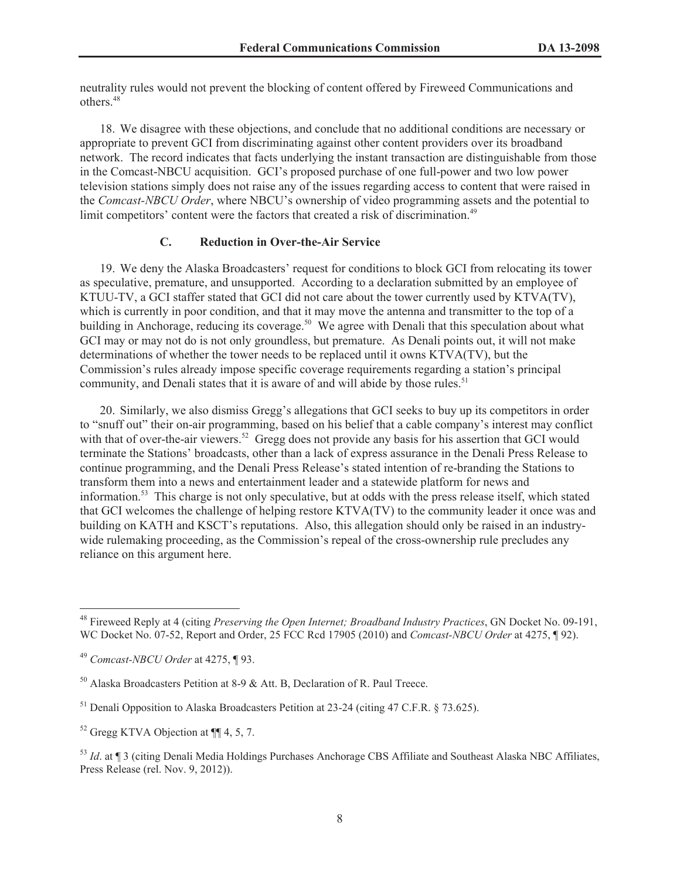neutrality rules would not prevent the blocking of content offered by Fireweed Communications and others.[48]

18. We disagree with these objections, and conclude that no additional conditions are necessary or appropriate to prevent GCI from discriminating against other content providers over its broadband network. The record indicates that facts underlying the instant transaction are distinguishable from those in the Comcast-NBCU acquisition. GCI's proposed purchase of one full-power and two low power television stations simply does not raise any of the issues regarding access to content that were raised in the *Comcast-NBCU Order*, where NBCU's ownership of video programming assets and the potential to limit competitors' content were the factors that created a risk of discrimination.[49]

### C. Reduction in Over-the-Air Service

19. We deny the Alaska Broadcasters' request for conditions to block GCI from relocating its tower as speculative, premature, and unsupported. According to a declaration submitted by an employee of KTUU-TV, a GCI staffer stated that GCI did not care about the tower currently used by KTVA(TV), which is currently in poor condition, and that it may move the antenna and transmitter to the top of a building in Anchorage, reducing its coverage.[50] We agree with Denali that this speculation about what GCI may or may not do is not only groundless, but premature. As Denali points out, it will not make determinations of whether the tower needs to be replaced until it owns KTVA(TV), but the Commission's rules already impose specific coverage requirements regarding a station's principal community, and Denali states that it is aware of and will abide by those rules.[51]

20. Similarly, we also dismiss Gregg's allegations that GCI seeks to buy up its competitors in order to "snuff out" their on-air programming, based on his belief that a cable company's interest may conflict with that of over-the-air viewers.[52] Gregg does not provide any basis for his assertion that GCI would terminate the Stations' broadcasts, other than a lack of express assurance in the Denali Press Release to continue programming, and the Denali Press Release's stated intention of re-branding the Stations to transform them into a news and entertainment leader and a statewide platform for news and information.[53] This charge is not only speculative, but at odds with the press release itself, which stated that GCI welcomes the challenge of helping restore KTVA(TV) to the community leader it once was and building on KATH and KSCT's reputations. Also, this allegation should only be raised in an industry-wide rulemaking proceeding, as the Commission's repeal of the cross-ownership rule precludes any reliance on this argument here.

---

[48] Fireweed Reply at 4 (citing *Preserving the Open Internet; Broadband Industry Practices*, GN Docket No. 09-191, WC Docket No. 07-52, Report and Order, 25 FCC Rcd 17905 (2010) and *Comcast-NBCU Order* at 4275, ¶ 92).

[49] *Comcast-NBCU Order* at 4275, ¶ 93.

[50] Alaska Broadcasters Petition at 8-9 & Att. B, Declaration of R. Paul Treece.

[51] Denali Opposition to Alaska Broadcasters Petition at 23-24 (citing 47 C.F.R. § 73.625).

[52] Gregg KTVA Objection at ¶¶ 4, 5, 7.

[53] *Id*. at ¶ 3 (citing Denali Media Holdings Purchases Anchorage CBS Affiliate and Southeast Alaska NBC Affiliates, Press Release (rel. Nov. 9, 2012)).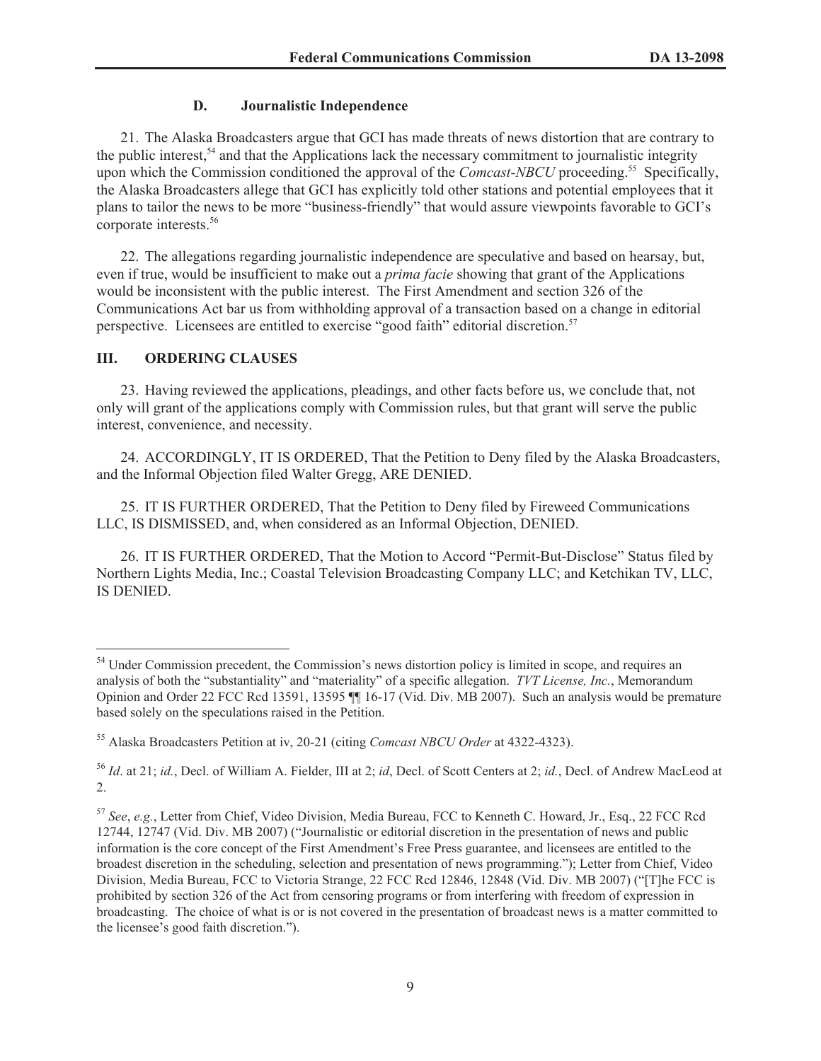### D. Journalistic Independence

21. The Alaska Broadcasters argue that GCI has made threats of news distortion that are contrary to the public interest,[54] and that the Applications lack the necessary commitment to journalistic integrity upon which the Commission conditioned the approval of the *Comcast-NBCU* proceeding.[55] Specifically, the Alaska Broadcasters allege that GCI has explicitly told other stations and potential employees that it plans to tailor the news to be more "business-friendly" that would assure viewpoints favorable to GCI's corporate interests.[56]

22. The allegations regarding journalistic independence are speculative and based on hearsay, but, even if true, would be insufficient to make out a *prima facie* showing that grant of the Applications would be inconsistent with the public interest. The First Amendment and section 326 of the Communications Act bar us from withholding approval of a transaction based on a change in editorial perspective. Licensees are entitled to exercise "good faith" editorial discretion.[57]

## III. ORDERING CLAUSES

23. Having reviewed the applications, pleadings, and other facts before us, we conclude that, not only will grant of the applications comply with Commission rules, but that grant will serve the public interest, convenience, and necessity.

24. ACCORDINGLY, IT IS ORDERED, That the Petition to Deny filed by the Alaska Broadcasters, and the Informal Objection filed Walter Gregg, ARE DENIED.

25. IT IS FURTHER ORDERED, That the Petition to Deny filed by Fireweed Communications LLC, IS DISMISSED, and, when considered as an Informal Objection, DENIED.

26. IT IS FURTHER ORDERED, That the Motion to Accord "Permit-But-Disclose" Status filed by Northern Lights Media, Inc.; Coastal Television Broadcasting Company LLC; and Ketchikan TV, LLC, IS DENIED.

---

[54] Under Commission precedent, the Commission's news distortion policy is limited in scope, and requires an analysis of both the "substantiality" and "materiality" of a specific allegation. *TVT License, Inc.*, Memorandum Opinion and Order 22 FCC Rcd 13591, 13595 ¶¶ 16-17 (Vid. Div. MB 2007). Such an analysis would be premature based solely on the speculations raised in the Petition.

[55] Alaska Broadcasters Petition at iv, 20-21 (citing *Comcast NBCU Order* at 4322-4323).

[56] *Id*. at 21; *id.*, Decl. of William A. Fielder, III at 2; *id*, Decl. of Scott Centers at 2; *id.*, Decl. of Andrew MacLeod at 2.

[57] *See*, *e.g.*, Letter from Chief, Video Division, Media Bureau, FCC to Kenneth C. Howard, Jr., Esq., 22 FCC Rcd 12744, 12747 (Vid. Div. MB 2007) ("Journalistic or editorial discretion in the presentation of news and public information is the core concept of the First Amendment's Free Press guarantee, and licensees are entitled to the broadest discretion in the scheduling, selection and presentation of news programming."); Letter from Chief, Video Division, Media Bureau, FCC to Victoria Strange, 22 FCC Rcd 12846, 12848 (Vid. Div. MB 2007) ("[T]he FCC is prohibited by section 326 of the Act from censoring programs or from interfering with freedom of expression in broadcasting. The choice of what is or is not covered in the presentation of broadcast news is a matter committed to the licensee's good faith discretion.").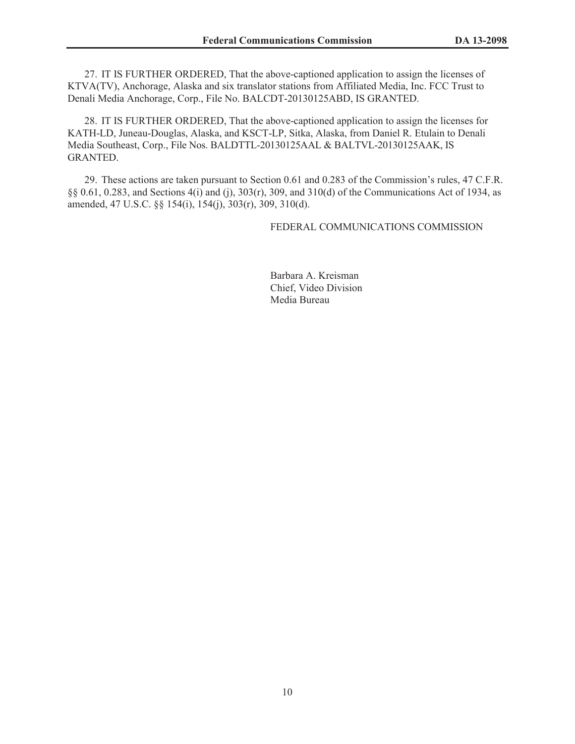27. IT IS FURTHER ORDERED, That the above-captioned application to assign the licenses of KTVA(TV), Anchorage, Alaska and six translator stations from Affiliated Media, Inc. FCC Trust to Denali Media Anchorage, Corp., File No. BALCDT-20130125ABD, IS GRANTED.

28. IT IS FURTHER ORDERED, That the above-captioned application to assign the licenses for KATH-LD, Juneau-Douglas, Alaska, and KSCT-LP, Sitka, Alaska, from Daniel R. Etulain to Denali Media Southeast, Corp., File Nos. BALDTTL-20130125AAL & BALTVL-20130125AAK, IS GRANTED.

29. These actions are taken pursuant to Section 0.61 and 0.283 of the Commission's rules, 47 C.F.R. §§ 0.61, 0.283, and Sections 4(i) and (j), 303(r), 309, and 310(d) of the Communications Act of 1934, as amended, 47 U.S.C. §§ 154(i), 154(j), 303(r), 309, 310(d).

FEDERAL COMMUNICATIONS COMMISSION

Barbara A. Kreisman
Chief, Video Division
Media Bureau